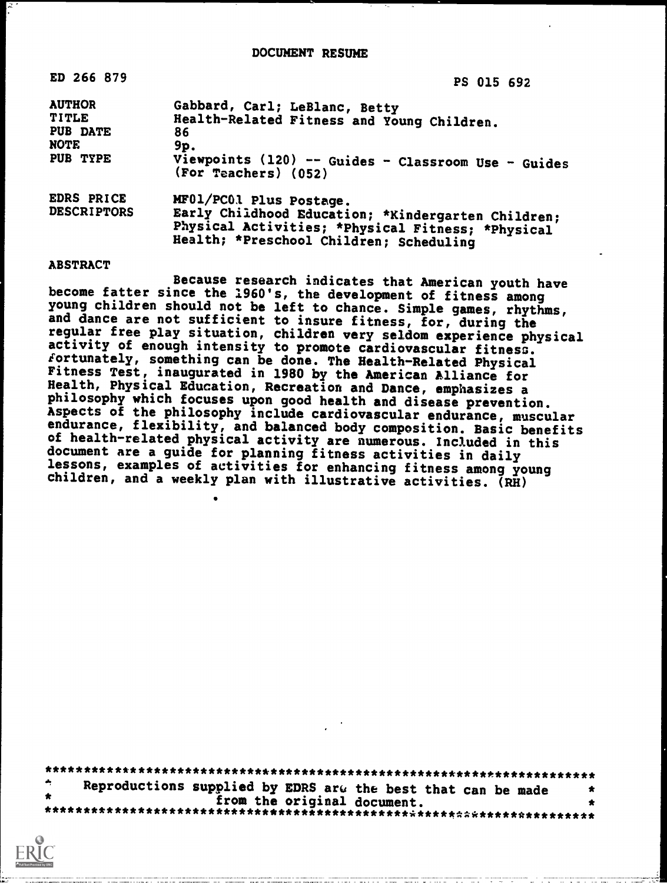DOCUMENT RESUME

| | |
|---|---|
| ED 266 879 | PS 015 692 |
| AUTHOR | Gabbard, Carl; LeBlanc, Betty |
| TITLE | Health-Related Fitness and Young Children. |
| PUB DATE | 86 |
| NOTE | 9p. |
| PUB TYPE | Viewpoints (120) -- Guides - Classroom Use - Guides (For Teachers) (052) |
| EDRS PRICE | MF01/PC01 Plus Postage. |
| DESCRIPTORS | Early Childhood Education; *Kindergarten Children; Physical Activities; *Physical Fitness; *Physical Health; *Preschool Children; Scheduling |

ABSTRACT

Because research indicates that American youth have become fatter since the 1960's, the development of fitness among young children should not be left to chance. Simple games, rhythms, and dance are not sufficient to insure fitness, for, during the regular free play situation, children very seldom experience physical activity of enough intensity to promote cardiovascular fitness. Fortunately, something can be done. The Health-Related Physical Fitness Test, inaugurated in 1980 by the American Alliance for Health, Physical Education, Recreation and Dance, emphasizes a philosophy which focuses upon good health and disease prevention. Aspects of the philosophy include cardiovascular endurance, muscular endurance, flexibility, and balanced body composition. Basic benefits of health-related physical activity are numerous. Included in this document are a guide for planning fitness activities in daily lessons, examples of activities for enhancing fitness among young children, and a weekly plan with illustrative activities. (RH)

***********************************************************************
* Reproductions supplied by EDRS are the best that can be made *
* from the original document. *
***********************************************************************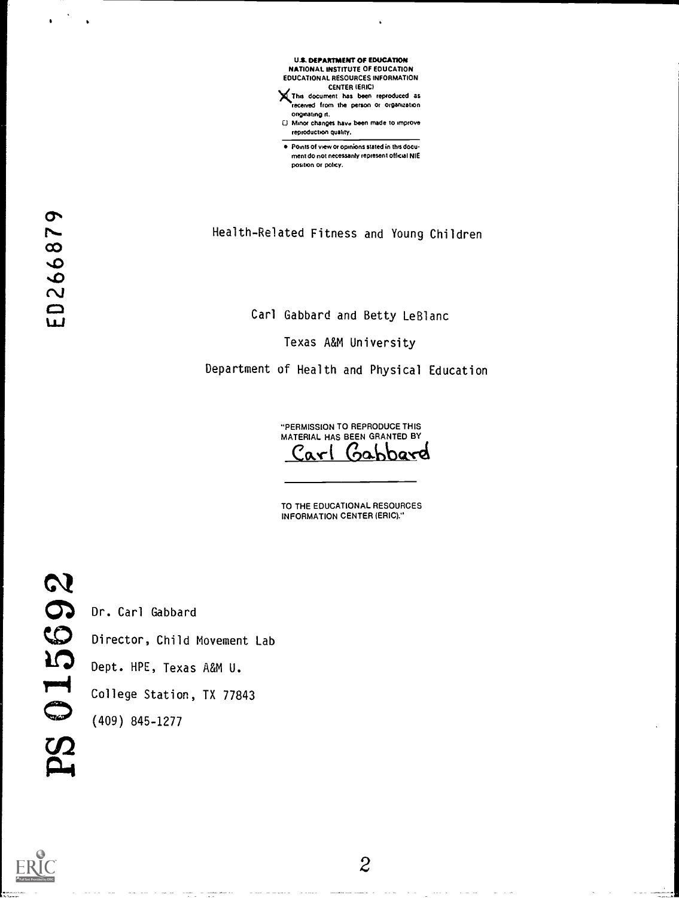U.S. DEPARTMENT OF EDUCATION
NATIONAL INSTITUTE OF EDUCATION
EDUCATIONAL RESOURCES INFORMATION CENTER (ERIC)

- [X] This document has been reproduced as received from the person or organization originating it.
- [ ] Minor changes have been made to improve reproduction quality.

- Points of view or opinions stated in this document do not necessarily represent official NIE position or policy.

ED266879

# Health-Related Fitness and Young Children

Carl Gabbard and Betty LeBlanc

Texas A&M University

Department of Health and Physical Education

"PERMISSION TO REPRODUCE THIS MATERIAL HAS BEEN GRANTED BY

Carl Gabbard

TO THE EDUCATIONAL RESOURCES INFORMATION CENTER (ERIC)."

PS 015692

Dr. Carl Gabbard

Director, Child Movement Lab

Dept. HPE, Texas A&M U.

College Station, TX 77843

(409) 845-1277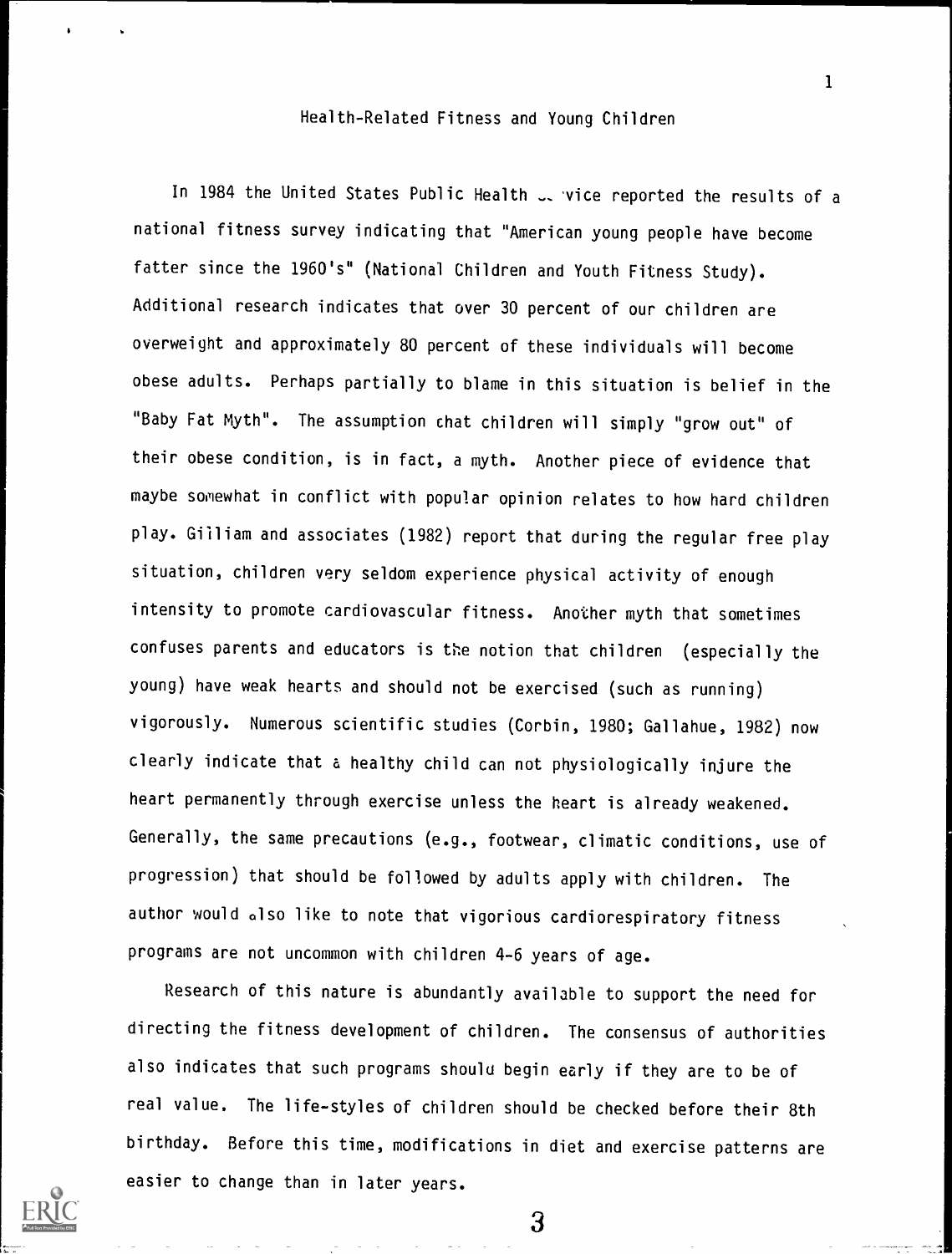# Health-Related Fitness and Young Children

In 1984 the United States Public Health ... vice reported the results of a national fitness survey indicating that "American young people have become fatter since the 1960's" (National Children and Youth Fitness Study). Additional research indicates that over 30 percent of our children are overweight and approximately 80 percent of these individuals will become obese adults. Perhaps partially to blame in this situation is belief in the "Baby Fat Myth". The assumption chat children will simply "grow out" of their obese condition, is in fact, a myth. Another piece of evidence that maybe somewhat in conflict with popular opinion relates to how hard children play. Giliam and associates (1982) report that during the regular free play situation, children very seldom experience physical activity of enough intensity to promote cardiovascular fitness. Another myth that sometimes confuses parents and educators is the notion that children (especially the young) have weak hearts and should not be exercised (such as running) vigorously. Numerous scientific studies (Corbin, 1980; Gallahue, 1982) now clearly indicate that a healthy child can not physiologically injure the heart permanently through exercise unless the heart is already weakened. Generally, the same precautions (e.g., footwear, climatic conditions, use of progression) that should be followed by adults apply with children. The author would also like to note that vigorious cardiorespiratory fitness programs are not uncommon with children 4-6 years of age.

Research of this nature is abundantly available to support the need for directing the fitness development of children. The consensus of authorities also indicates that such programs should begin early if they are to be of real value. The life-styles of children should be checked before their 8th birthday. Before this time, modifications in diet and exercise patterns are easier to change than in later years.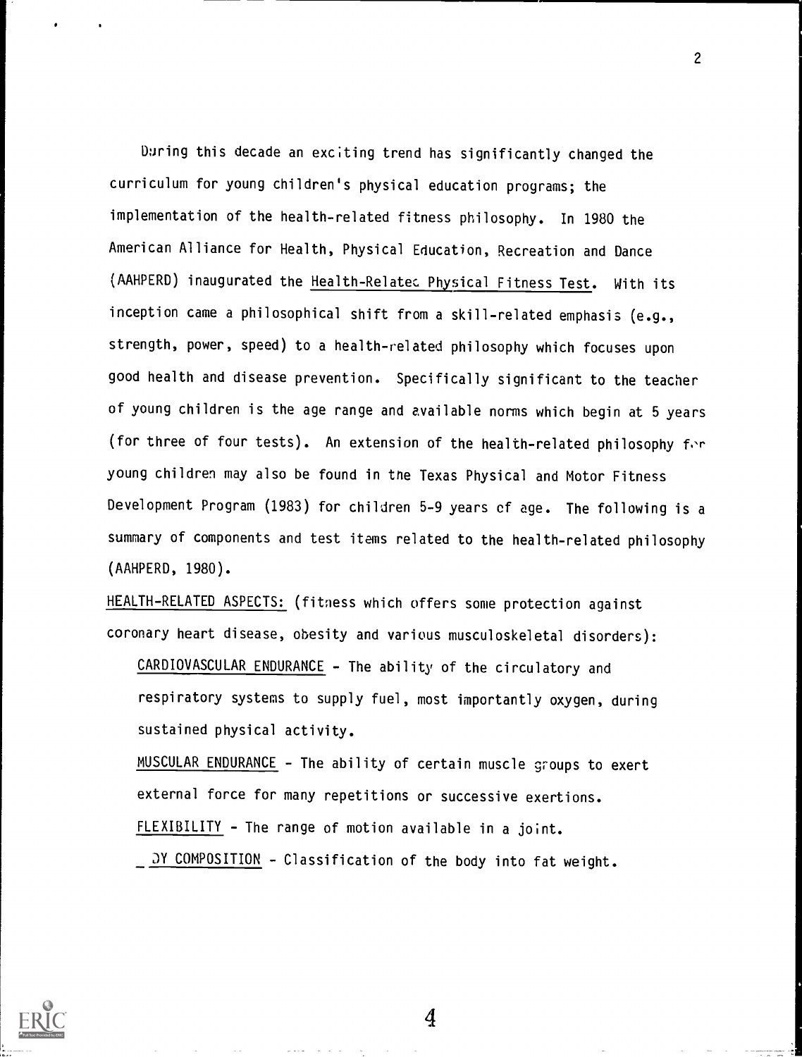During this decade an exciting trend has significantly changed the curriculum for young children's physical education programs; the implementation of the health-related fitness philosophy. In 1980 the American Alliance for Health, Physical Education, Recreation and Dance (AAHPERD) inaugurated the Health-Related Physical Fitness Test. With its inception came a philosophical shift from a skill-related emphasis (e.g., strength, power, speed) to a health-related philosophy which focuses upon good health and disease prevention. Specifically significant to the teacher of young children is the age range and available norms which begin at 5 years (for three of four tests). An extension of the health-related philosophy for young children may also be found in the Texas Physical and Motor Fitness Development Program (1983) for children 5-9 years of age. The following is a summary of components and test items related to the health-related philosophy (AAHPERD, 1980).

HEALTH-RELATED ASPECTS: (fitness which offers some protection against coronary heart disease, obesity and various musculoskeletal disorders):

- CARDIOVASCULAR ENDURANCE - The ability of the circulatory and respiratory systems to supply fuel, most importantly oxygen, during sustained physical activity.
- MUSCULAR ENDURANCE - The ability of certain muscle groups to exert external force for many repetitions or successive exertions.
- FLEXIBILITY - The range of motion available in a joint.
- BODY COMPOSITION - Classification of the body into fat weight.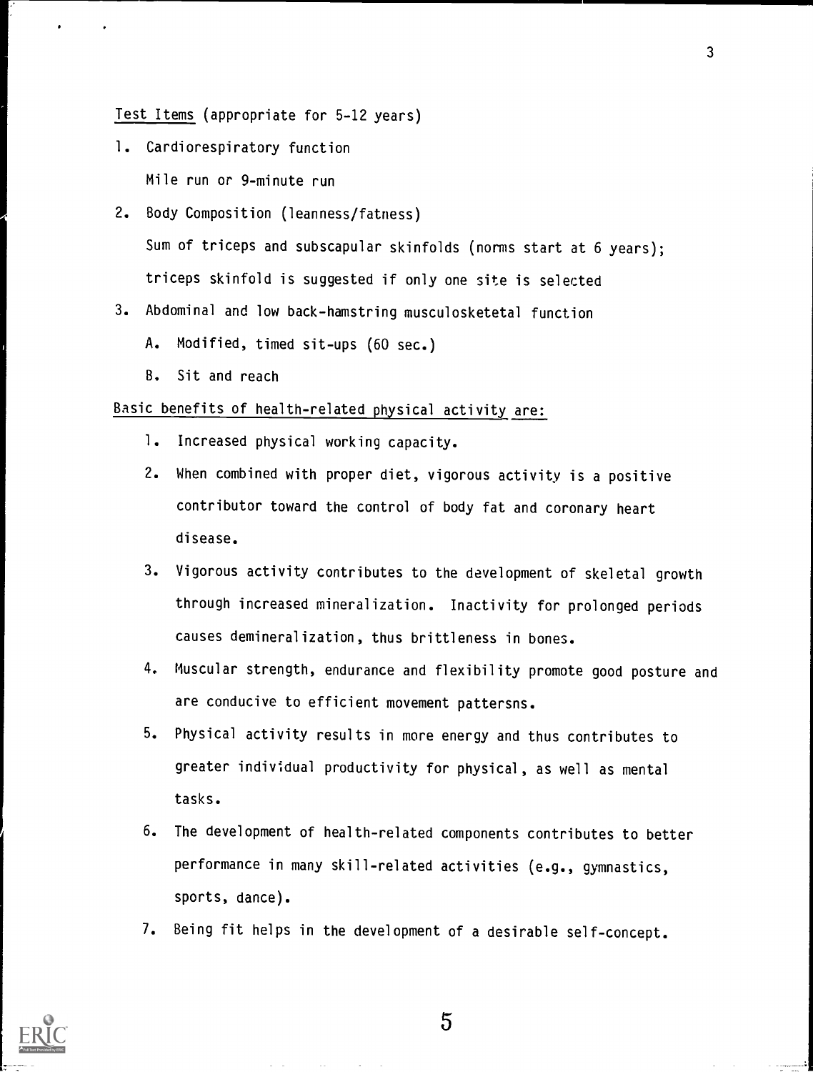Test Items (appropriate for 5-12 years)

1. Cardiorespiratory function

   Mile run or 9-minute run

2. Body Composition (leanness/fatness)

   Sum of triceps and subscapular skinfolds (norms start at 6 years); triceps skinfold is suggested if only one site is selected

3. Abdominal and low back-hamstring musculosketetal function

   A. Modified, timed sit-ups (60 sec.)

   B. Sit and reach

Basic benefits of health-related physical activity are:

1. Increased physical working capacity.

2. When combined with proper diet, vigorous activity is a positive contributor toward the control of body fat and coronary heart disease.

3. Vigorous activity contributes to the development of skeletal growth through increased mineralization. Inactivity for prolonged periods causes demineralization, thus brittleness in bones.

4. Muscular strength, endurance and flexibility promote good posture and are conducive to efficient movement pattersns.

5. Physical activity results in more energy and thus contributes to greater individual productivity for physical, as well as mental tasks.

6. The development of health-related components contributes to better performance in many skill-related activities (e.g., gymnastics, sports, dance).

7. Being fit helps in the development of a desirable self-concept.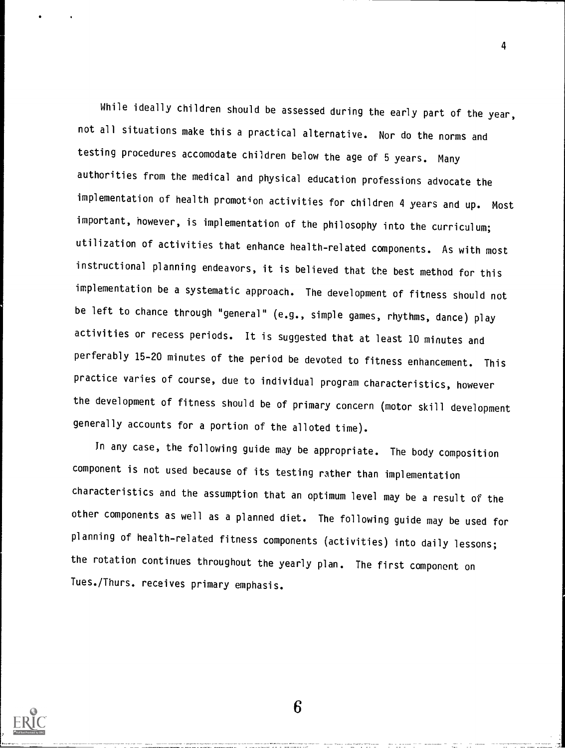While ideally children should be assessed during the early part of the year, not all situations make this a practical alternative. Nor do the norms and testing procedures accomodate children below the age of 5 years. Many authorities from the medical and physical education professions advocate the implementation of health promotion activities for children 4 years and up. Most important, however, is implementation of the philosophy into the curriculum; utilization of activities that enhance health-related components. As with most instructional planning endeavors, it is believed that the best method for this implementation be a systematic approach. The development of fitness should not be left to chance through "general" (e.g., simple games, rhythms, dance) play activities or recess periods. It is suggested that at least 10 minutes and perferably 15-20 minutes of the period be devoted to fitness enhancement. This practice varies of course, due to individual program characteristics, however the development of fitness should be of primary concern (motor skill development generally accounts for a portion of the alloted time).

In any case, the following guide may be appropriate. The body composition component is not used because of its testing rather than implementation characteristics and the assumption that an optimum level may be a result of the other components as well as a planned diet. The following guide may be used for planning of health-related fitness components (activities) into daily lessons; the rotation continues throughout the yearly plan. The first component on Tues./Thurs. receives primary emphasis.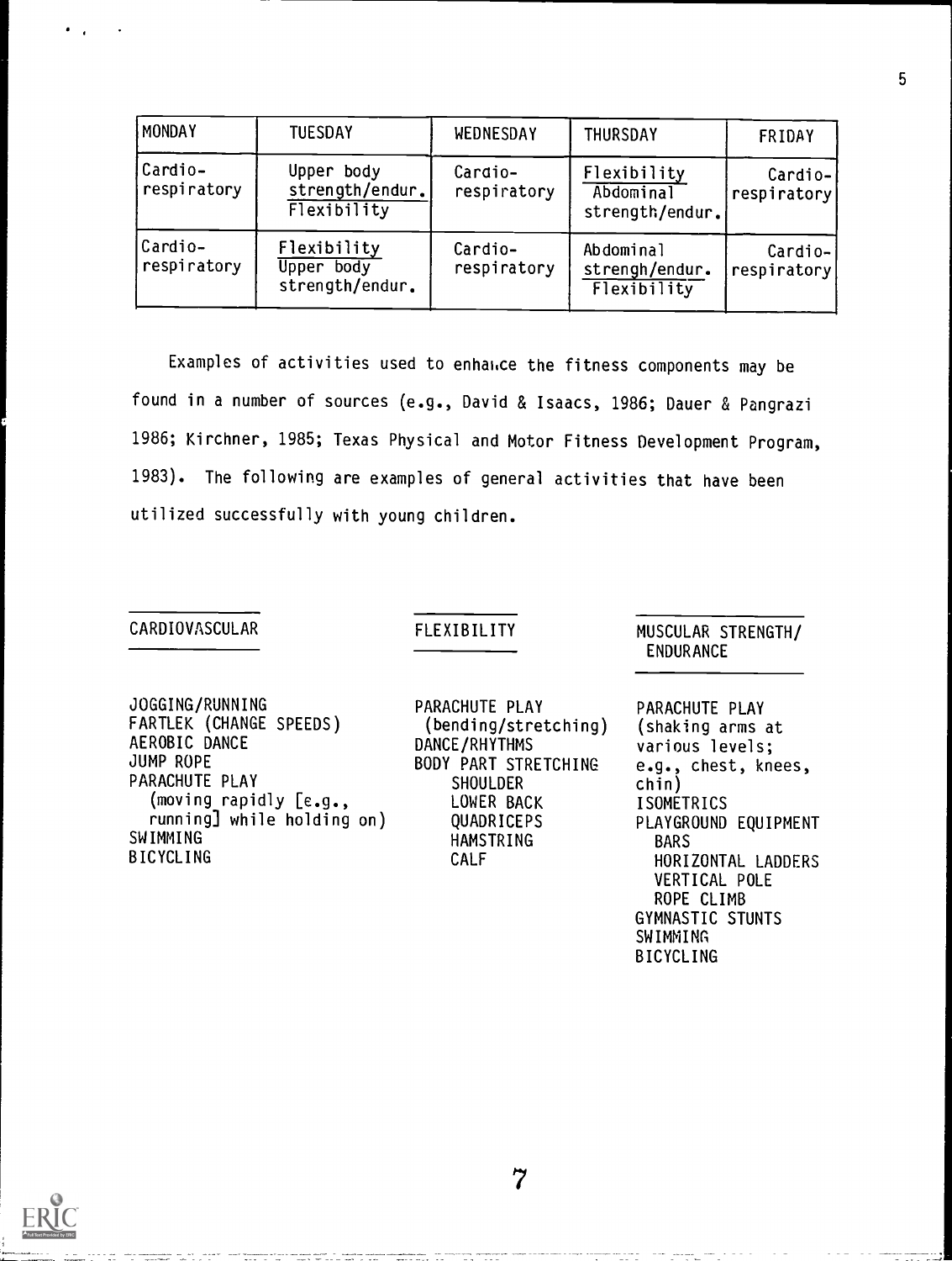| MONDAY | TUESDAY | WEDNESDAY | THURSDAY | FRIDAY |
|---|---|---|---|---|
| Cardio-respiratory | Upper body strength/endur. Flexibility | Cardio-respiratory | Flexibility Abdominal strength/endur. | Cardio-respiratory |
| Cardio-respiratory | Flexibility Upper body strength/endur. | Cardio-respiratory | Abdominal strengh/endur. Flexibility | Cardio-respiratory |

Examples of activities used to enhance the fitness components may be found in a number of sources (e.g., David & Isaacs, 1986; Dauer & Pangrazi 1986; Kirchner, 1985; Texas Physical and Motor Fitness Development Program, 1983). The following are examples of general activities that have been utilized successfully with young children.

| CARDIOVASCULAR | FLEXIBILITY | MUSCULAR STRENGTH/ ENDURANCE |
|---|---|---|
| JOGGING/RUNNING<br>FARTLEK (CHANGE SPEEDS)<br>AEROBIC DANCE<br>JUMP ROPE<br>PARACHUTE PLAY (moving rapidly [e.g., running] while holding on)<br>SWIMMING<br>BICYCLING | PARACHUTE PLAY (bending/stretching)<br>DANCE/RHYTHMS<br>BODY PART STRETCHING<br>SHOULDER<br>LOWER BACK<br>QUADRICEPS<br>HAMSTRING<br>CALF | PARACHUTE PLAY (shaking arms at various levels; e.g., chest, knees, chin)<br>ISOMETRICS<br>PLAYGROUND EQUIPMENT<br>BARS<br>HORIZONTAL LADDERS<br>VERTICAL POLE<br>ROPE CLIMB<br>GYMNASTIC STUNTS<br>SWIMMING<br>BICYCLING |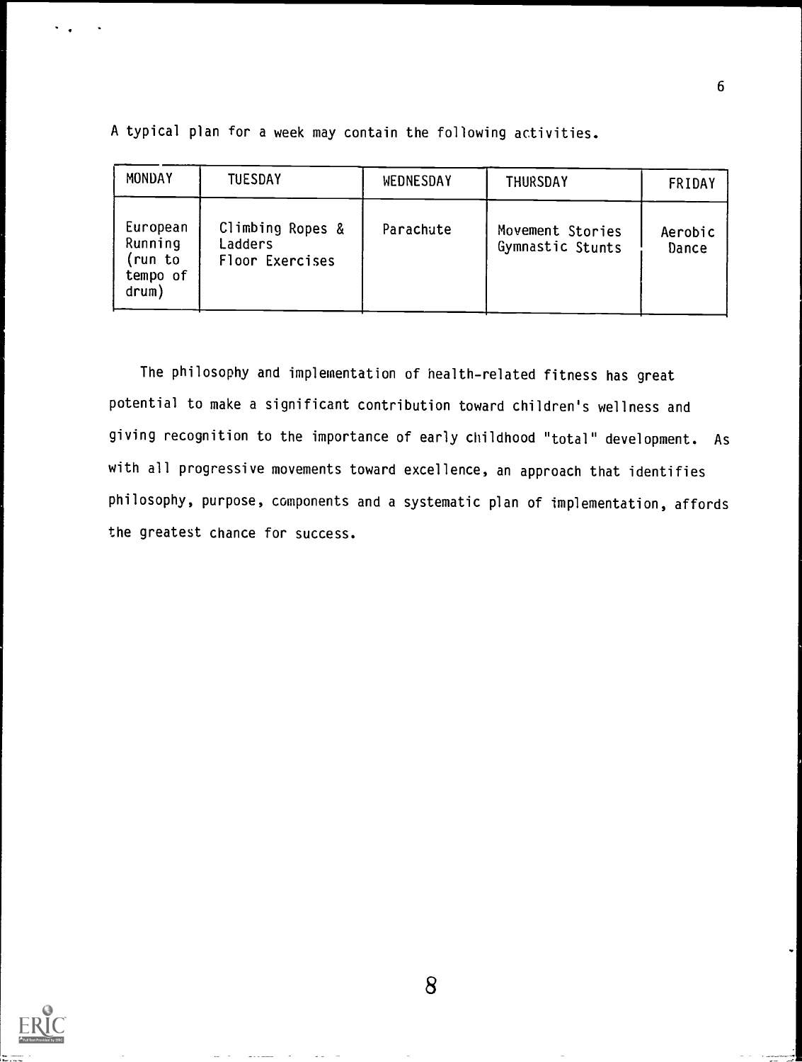A typical plan for a week may contain the following activities.

| MONDAY | TUESDAY | WEDNESDAY | THURSDAY | FRIDAY |
|---|---|---|---|---|
| European Running (run to tempo of drum) | Climbing Ropes & Ladders<br>Floor Exercises | Parachute | Movement Stories<br>Gymnastic Stunts | Aerobic Dance |

The philosophy and implementation of health-related fitness has great potential to make a significant contribution toward children's wellness and giving recognition to the importance of early childhood "total" development. As with all progressive movements toward excellence, an approach that identifies philosophy, purpose, components and a systematic plan of implementation, affords the greatest chance for success.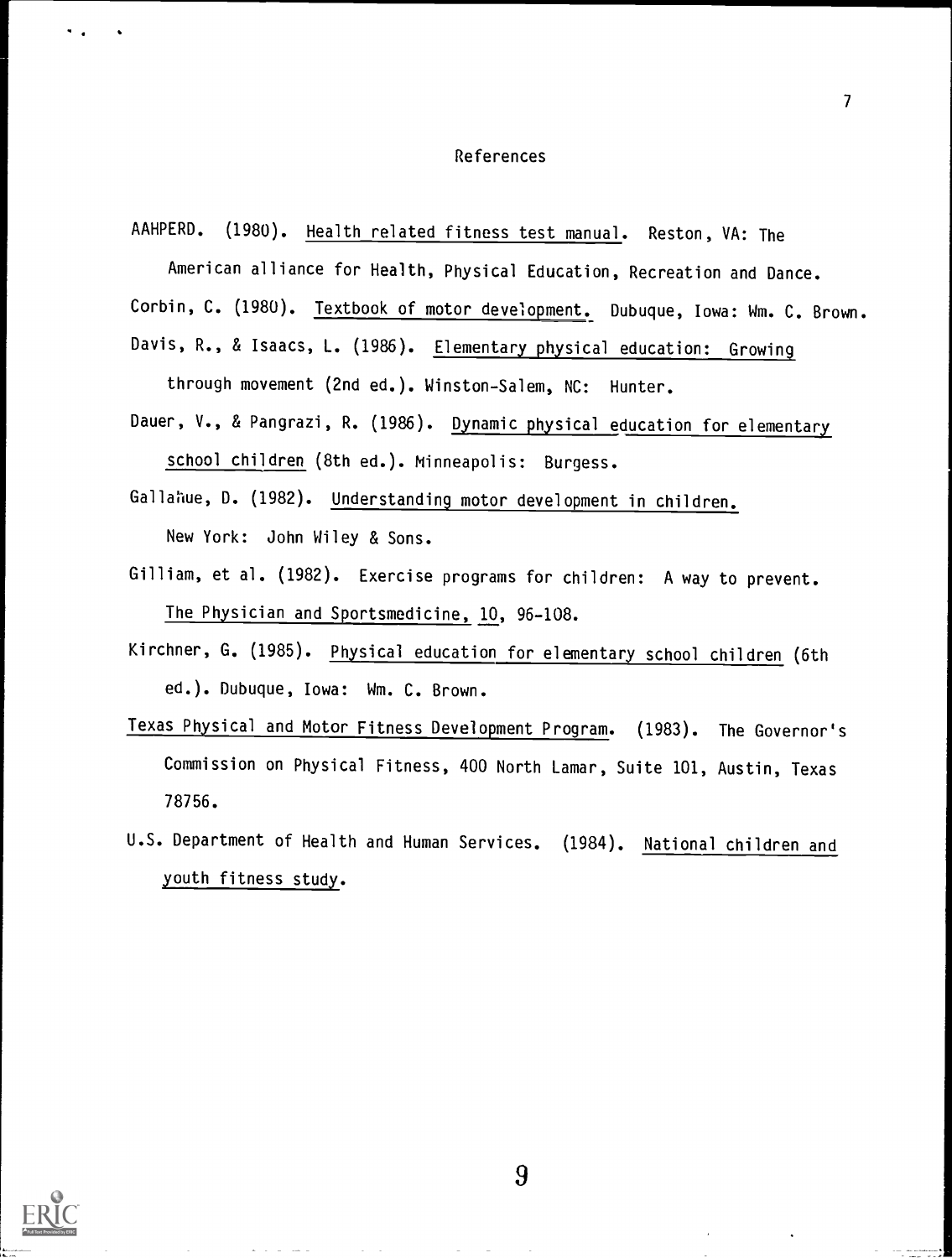## References

AAHPERD. (1980). Health related fitness test manual. Reston, VA: The American alliance for Health, Physical Education, Recreation and Dance.

Corbin, C. (1980). Textbook of motor development. Dubuque, Iowa: Wm. C. Brown.

Davis, R., & Isaacs, L. (1986). Elementary physical education: Growing through movement (2nd ed.). Winston-Salem, NC: Hunter.

Dauer, V., & Pangrazi, R. (1986). Dynamic physical education for elementary school children (8th ed.). Minneapolis: Burgess.

Gallahue, D. (1982). Understanding motor development in children. New York: John Wiley & Sons.

Gilliam, et al. (1982). Exercise programs for children: A way to prevent. The Physician and Sportsmedicine, 10, 96-108.

Kirchner, G. (1985). Physical education for elementary school children (6th ed.). Dubuque, Iowa: Wm. C. Brown.

Texas Physical and Motor Fitness Development Program. (1983). The Governor's Commission on Physical Fitness, 400 North Lamar, Suite 101, Austin, Texas 78756.

U.S. Department of Health and Human Services. (1984). National children and youth fitness study.